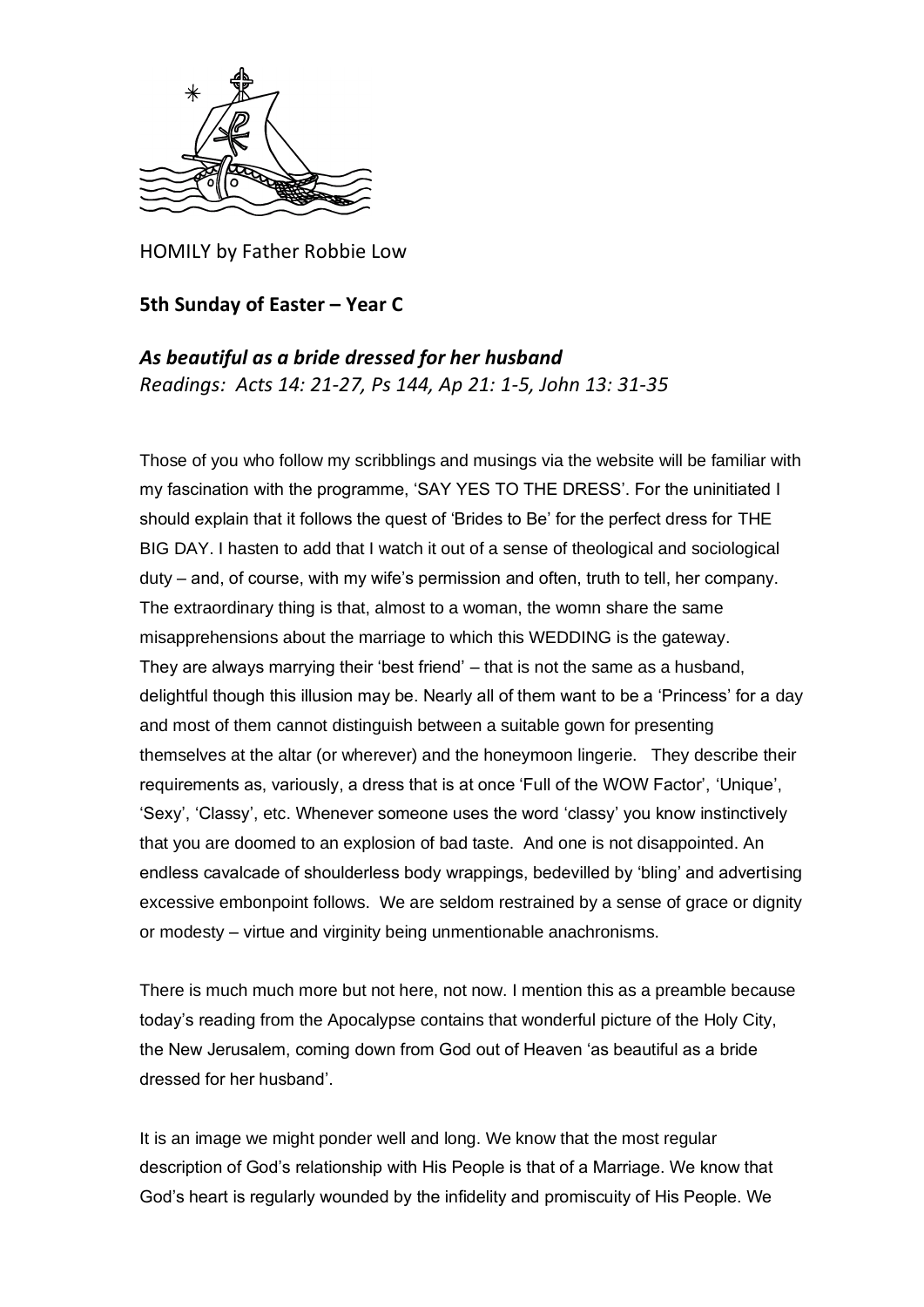HOMILY by Father Robbie Low

**5th Sunday of Easter – Year C**

***As beautiful as a bride dressed for her husband***

*Readings: Acts 14: 21-27, Ps 144, Ap 21: 1-5, John 13: 31-35*

Those of you who follow my scribblings and musings via the website will be familiar with my fascination with the programme, 'SAY YES TO THE DRESS'. For the uninitiated I should explain that it follows the quest of 'Brides to Be' for the perfect dress for THE BIG DAY. I hasten to add that I watch it out of a sense of theological and sociological duty – and, of course, with my wife's permission and often, truth to tell, her company. The extraordinary thing is that, almost to a woman, the womn share the same misapprehensions about the marriage to which this WEDDING is the gateway. They are always marrying their 'best friend' – that is not the same as a husband, delightful though this illusion may be. Nearly all of them want to be a 'Princess' for a day and most of them cannot distinguish between a suitable gown for presenting themselves at the altar (or wherever) and the honeymoon lingerie. They describe their requirements as, variously, a dress that is at once 'Full of the WOW Factor', 'Unique', 'Sexy', 'Classy', etc. Whenever someone uses the word 'classy' you know instinctively that you are doomed to an explosion of bad taste. And one is not disappointed. An endless cavalcade of shoulderless body wrappings, bedevilled by 'bling' and advertising excessive embonpoint follows. We are seldom restrained by a sense of grace or dignity or modesty – virtue and virginity being unmentionable anachronisms.

There is much much more but not here, not now. I mention this as a preamble because today's reading from the Apocalypse contains that wonderful picture of the Holy City, the New Jerusalem, coming down from God out of Heaven 'as beautiful as a bride dressed for her husband'.

It is an image we might ponder well and long. We know that the most regular description of God's relationship with His People is that of a Marriage. We know that God's heart is regularly wounded by the infidelity and promiscuity of His People. We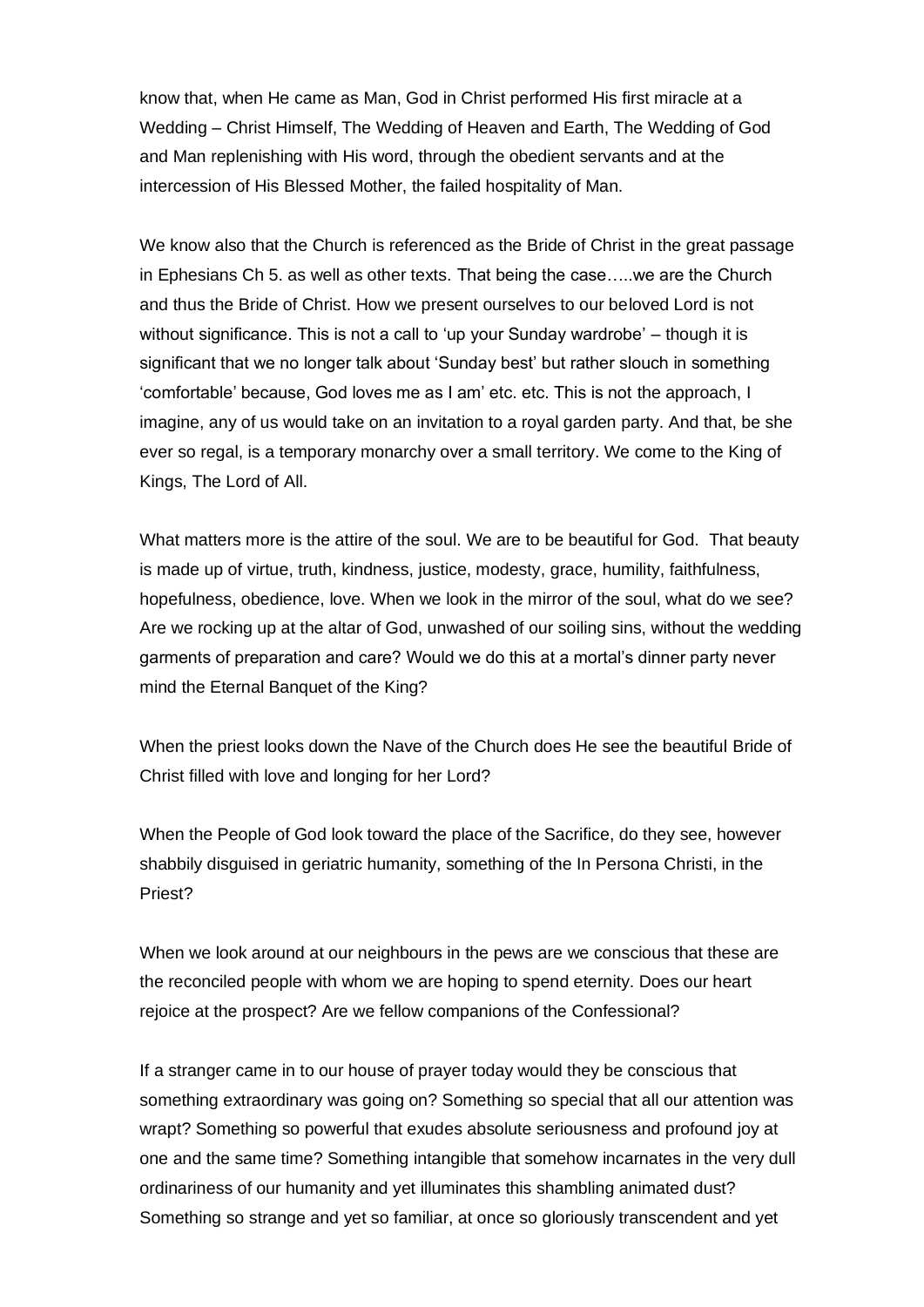know that, when He came as Man, God in Christ performed His first miracle at a Wedding – Christ Himself, The Wedding of Heaven and Earth, The Wedding of God and Man replenishing with His word, through the obedient servants and at the intercession of His Blessed Mother, the failed hospitality of Man.

We know also that the Church is referenced as the Bride of Christ in the great passage in Ephesians Ch 5. as well as other texts. That being the case…..we are the Church and thus the Bride of Christ. How we present ourselves to our beloved Lord is not without significance. This is not a call to 'up your Sunday wardrobe' – though it is significant that we no longer talk about 'Sunday best' but rather slouch in something 'comfortable' because, God loves me as I am' etc. etc. This is not the approach, I imagine, any of us would take on an invitation to a royal garden party. And that, be she ever so regal, is a temporary monarchy over a small territory. We come to the King of Kings, The Lord of All.

What matters more is the attire of the soul. We are to be beautiful for God. That beauty is made up of virtue, truth, kindness, justice, modesty, grace, humility, faithfulness, hopefulness, obedience, love. When we look in the mirror of the soul, what do we see? Are we rocking up at the altar of God, unwashed of our soiling sins, without the wedding garments of preparation and care? Would we do this at a mortal's dinner party never mind the Eternal Banquet of the King?

When the priest looks down the Nave of the Church does He see the beautiful Bride of Christ filled with love and longing for her Lord?

When the People of God look toward the place of the Sacrifice, do they see, however shabbily disguised in geriatric humanity, something of the In Persona Christi, in the Priest?

When we look around at our neighbours in the pews are we conscious that these are the reconciled people with whom we are hoping to spend eternity. Does our heart rejoice at the prospect? Are we fellow companions of the Confessional?

If a stranger came in to our house of prayer today would they be conscious that something extraordinary was going on? Something so special that all our attention was wrapt? Something so powerful that exudes absolute seriousness and profound joy at one and the same time? Something intangible that somehow incarnates in the very dull ordinariness of our humanity and yet illuminates this shambling animated dust? Something so strange and yet so familiar, at once so gloriously transcendent and yet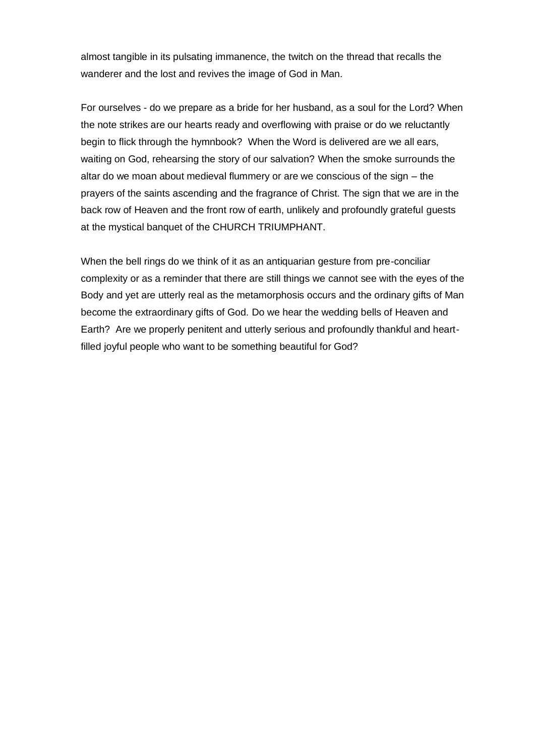almost tangible in its pulsating immanence, the twitch on the thread that recalls the wanderer and the lost and revives the image of God in Man.

For ourselves - do we prepare as a bride for her husband, as a soul for the Lord? When the note strikes are our hearts ready and overflowing with praise or do we reluctantly begin to flick through the hymnbook? When the Word is delivered are we all ears, waiting on God, rehearsing the story of our salvation? When the smoke surrounds the altar do we moan about medieval flummery or are we conscious of the sign – the prayers of the saints ascending and the fragrance of Christ. The sign that we are in the back row of Heaven and the front row of earth, unlikely and profoundly grateful guests at the mystical banquet of the CHURCH TRIUMPHANT.

When the bell rings do we think of it as an antiquarian gesture from pre-conciliar complexity or as a reminder that there are still things we cannot see with the eyes of the Body and yet are utterly real as the metamorphosis occurs and the ordinary gifts of Man become the extraordinary gifts of God. Do we hear the wedding bells of Heaven and Earth? Are we properly penitent and utterly serious and profoundly thankful and heart-filled joyful people who want to be something beautiful for God?